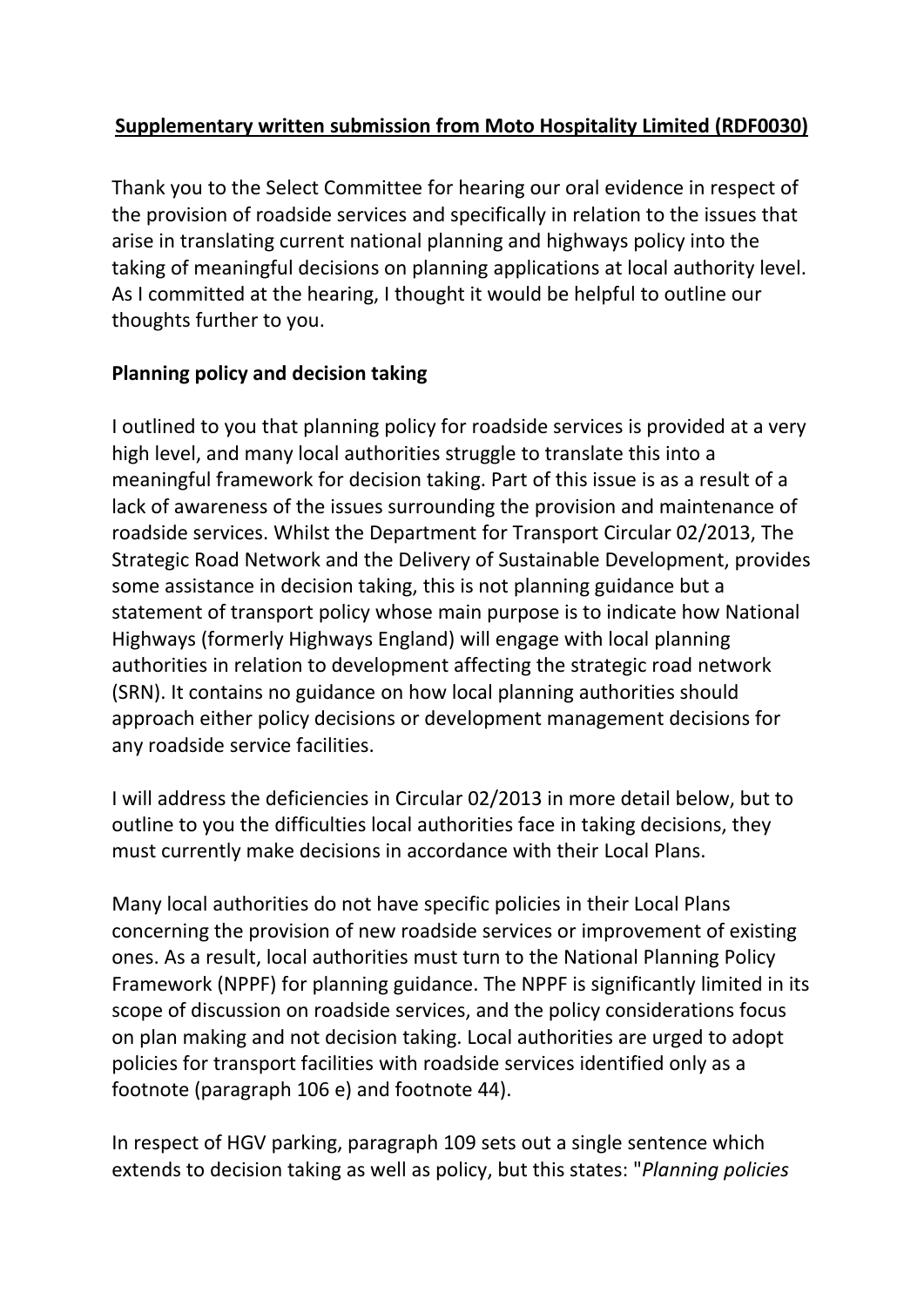**Supplementary written submission from Moto Hospitality Limited (RDF0030)**

Thank you to the Select Committee for hearing our oral evidence in respect of the provision of roadside services and specifically in relation to the issues that arise in translating current national planning and highways policy into the taking of meaningful decisions on planning applications at local authority level. As I committed at the hearing, I thought it would be helpful to outline our thoughts further to you.

**Planning policy and decision taking**

I outlined to you that planning policy for roadside services is provided at a very high level, and many local authorities struggle to translate this into a meaningful framework for decision taking. Part of this issue is as a result of a lack of awareness of the issues surrounding the provision and maintenance of roadside services. Whilst the Department for Transport Circular 02/2013, The Strategic Road Network and the Delivery of Sustainable Development, provides some assistance in decision taking, this is not planning guidance but a statement of transport policy whose main purpose is to indicate how National Highways (formerly Highways England) will engage with local planning authorities in relation to development affecting the strategic road network (SRN). It contains no guidance on how local planning authorities should approach either policy decisions or development management decisions for any roadside service facilities.

I will address the deficiencies in Circular 02/2013 in more detail below, but to outline to you the difficulties local authorities face in taking decisions, they must currently make decisions in accordance with their Local Plans.

Many local authorities do not have specific policies in their Local Plans concerning the provision of new roadside services or improvement of existing ones. As a result, local authorities must turn to the National Planning Policy Framework (NPPF) for planning guidance. The NPPF is significantly limited in its scope of discussion on roadside services, and the policy considerations focus on plan making and not decision taking. Local authorities are urged to adopt policies for transport facilities with roadside services identified only as a footnote (paragraph 106 e) and footnote 44).

In respect of HGV parking, paragraph 109 sets out a single sentence which extends to decision taking as well as policy, but this states: "*Planning policies*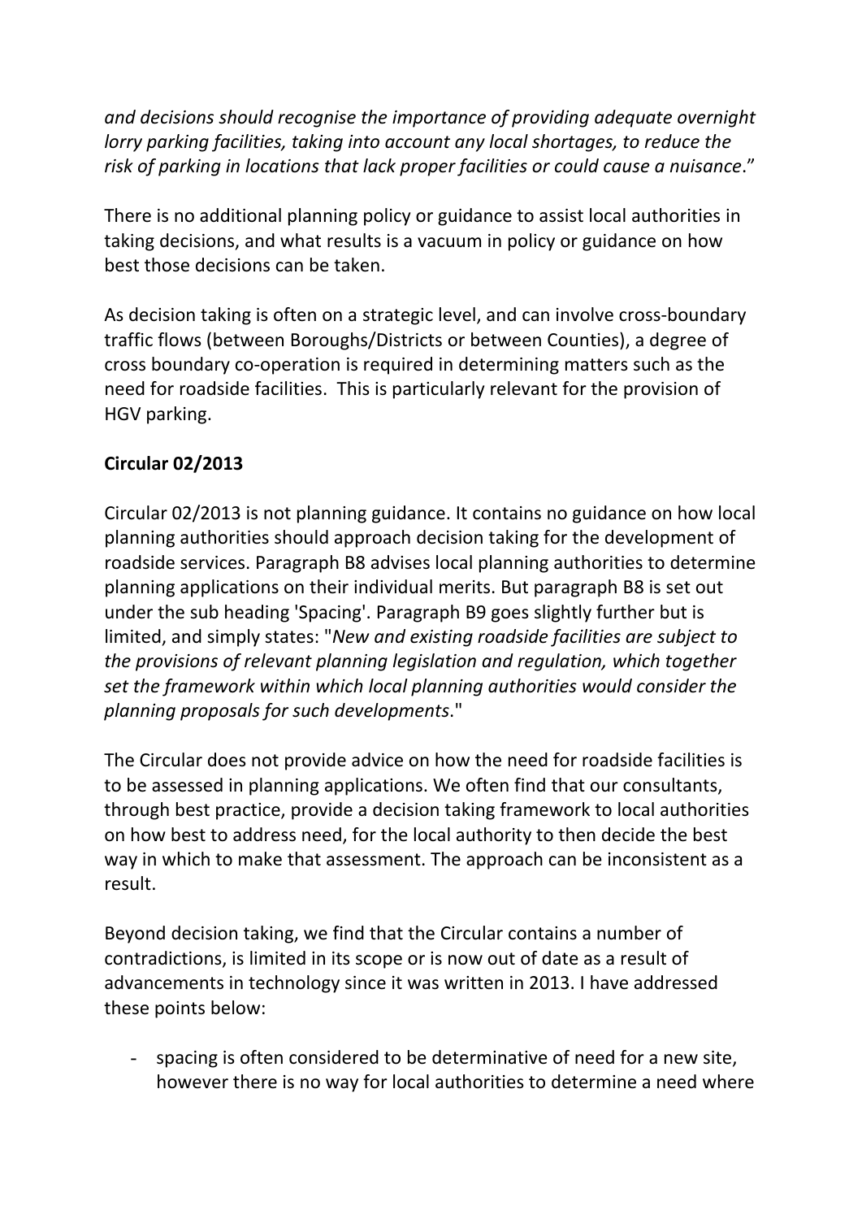*and decisions should recognise the importance of providing adequate overnight lorry parking facilities, taking into account any local shortages, to reduce the risk of parking in locations that lack proper facilities or could cause a nuisance*."

There is no additional planning policy or guidance to assist local authorities in taking decisions, and what results is a vacuum in policy or guidance on how best those decisions can be taken.

As decision taking is often on a strategic level, and can involve cross-boundary traffic flows (between Boroughs/Districts or between Counties), a degree of cross boundary co-operation is required in determining matters such as the need for roadside facilities. This is particularly relevant for the provision of HGV parking.

**Circular 02/2013**

Circular 02/2013 is not planning guidance. It contains no guidance on how local planning authorities should approach decision taking for the development of roadside services. Paragraph B8 advises local planning authorities to determine planning applications on their individual merits. But paragraph B8 is set out under the sub heading 'Spacing'. Paragraph B9 goes slightly further but is limited, and simply states: "*New and existing roadside facilities are subject to the provisions of relevant planning legislation and regulation, which together set the framework within which local planning authorities would consider the planning proposals for such developments*."

The Circular does not provide advice on how the need for roadside facilities is to be assessed in planning applications. We often find that our consultants, through best practice, provide a decision taking framework to local authorities on how best to address need, for the local authority to then decide the best way in which to make that assessment. The approach can be inconsistent as a result.

Beyond decision taking, we find that the Circular contains a number of contradictions, is limited in its scope or is now out of date as a result of advancements in technology since it was written in 2013. I have addressed these points below:

- spacing is often considered to be determinative of need for a new site, however there is no way for local authorities to determine a need where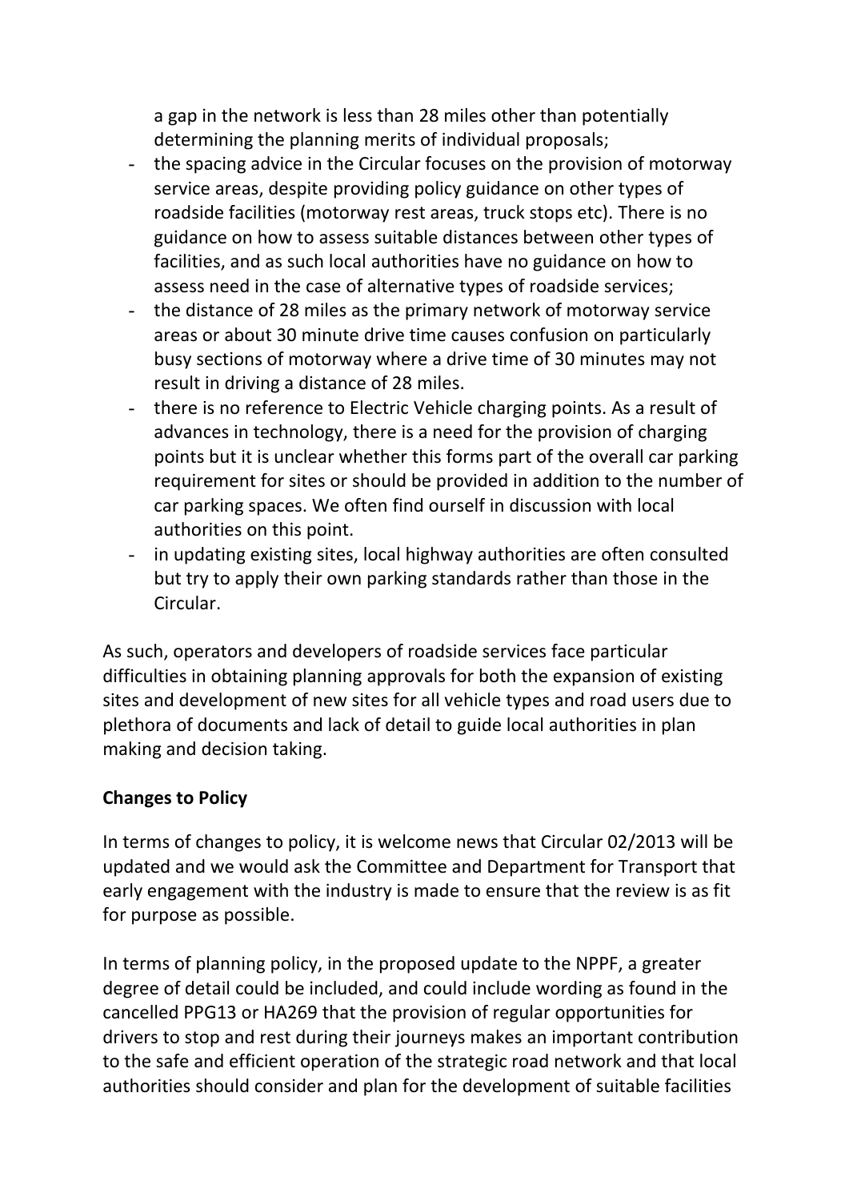a gap in the network is less than 28 miles other than potentially determining the planning merits of individual proposals;

- the spacing advice in the Circular focuses on the provision of motorway service areas, despite providing policy guidance on other types of roadside facilities (motorway rest areas, truck stops etc). There is no guidance on how to assess suitable distances between other types of facilities, and as such local authorities have no guidance on how to assess need in the case of alternative types of roadside services;
- the distance of 28 miles as the primary network of motorway service areas or about 30 minute drive time causes confusion on particularly busy sections of motorway where a drive time of 30 minutes may not result in driving a distance of 28 miles.
- there is no reference to Electric Vehicle charging points. As a result of advances in technology, there is a need for the provision of charging points but it is unclear whether this forms part of the overall car parking requirement for sites or should be provided in addition to the number of car parking spaces. We often find ourself in discussion with local authorities on this point.
- in updating existing sites, local highway authorities are often consulted but try to apply their own parking standards rather than those in the Circular.

As such, operators and developers of roadside services face particular difficulties in obtaining planning approvals for both the expansion of existing sites and development of new sites for all vehicle types and road users due to plethora of documents and lack of detail to guide local authorities in plan making and decision taking.

**Changes to Policy**

In terms of changes to policy, it is welcome news that Circular 02/2013 will be updated and we would ask the Committee and Department for Transport that early engagement with the industry is made to ensure that the review is as fit for purpose as possible.

In terms of planning policy, in the proposed update to the NPPF, a greater degree of detail could be included, and could include wording as found in the cancelled PPG13 or HA269 that the provision of regular opportunities for drivers to stop and rest during their journeys makes an important contribution to the safe and efficient operation of the strategic road network and that local authorities should consider and plan for the development of suitable facilities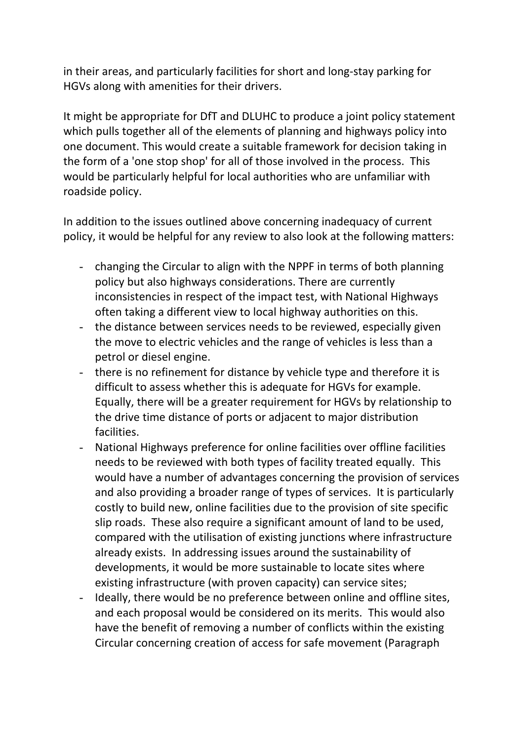in their areas, and particularly facilities for short and long-stay parking for HGVs along with amenities for their drivers.

It might be appropriate for DfT and DLUHC to produce a joint policy statement which pulls together all of the elements of planning and highways policy into one document. This would create a suitable framework for decision taking in the form of a 'one stop shop' for all of those involved in the process. This would be particularly helpful for local authorities who are unfamiliar with roadside policy.

In addition to the issues outlined above concerning inadequacy of current policy, it would be helpful for any review to also look at the following matters:

- changing the Circular to align with the NPPF in terms of both planning policy but also highways considerations. There are currently inconsistencies in respect of the impact test, with National Highways often taking a different view to local highway authorities on this.
- the distance between services needs to be reviewed, especially given the move to electric vehicles and the range of vehicles is less than a petrol or diesel engine.
- there is no refinement for distance by vehicle type and therefore it is difficult to assess whether this is adequate for HGVs for example. Equally, there will be a greater requirement for HGVs by relationship to the drive time distance of ports or adjacent to major distribution facilities.
- National Highways preference for online facilities over offline facilities needs to be reviewed with both types of facility treated equally. This would have a number of advantages concerning the provision of services and also providing a broader range of types of services. It is particularly costly to build new, online facilities due to the provision of site specific slip roads. These also require a significant amount of land to be used, compared with the utilisation of existing junctions where infrastructure already exists. In addressing issues around the sustainability of developments, it would be more sustainable to locate sites where existing infrastructure (with proven capacity) can service sites;
- Ideally, there would be no preference between online and offline sites, and each proposal would be considered on its merits. This would also have the benefit of removing a number of conflicts within the existing Circular concerning creation of access for safe movement (Paragraph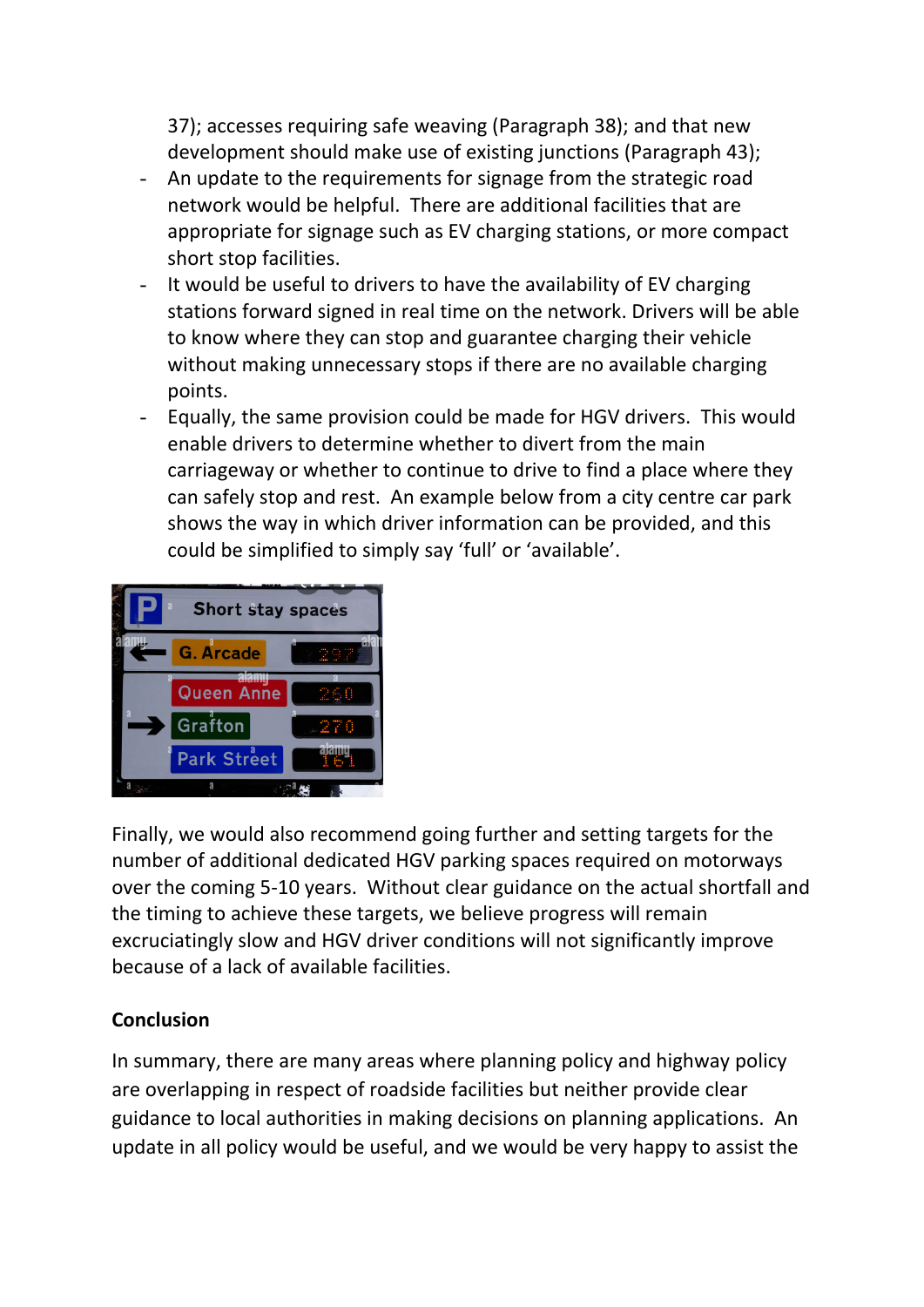37); accesses requiring safe weaving (Paragraph 38); and that new development should make use of existing junctions (Paragraph 43);

- An update to the requirements for signage from the strategic road network would be helpful. There are additional facilities that are appropriate for signage such as EV charging stations, or more compact short stop facilities.
- It would be useful to drivers to have the availability of EV charging stations forward signed in real time on the network. Drivers will be able to know where they can stop and guarantee charging their vehicle without making unnecessary stops if there are no available charging points.
- Equally, the same provision could be made for HGV drivers. This would enable drivers to determine whether to divert from the main carriageway or whether to continue to drive to find a place where they can safely stop and rest. An example below from a city centre car park shows the way in which driver information can be provided, and this could be simplified to simply say 'full' or 'available'.

Finally, we would also recommend going further and setting targets for the number of additional dedicated HGV parking spaces required on motorways over the coming 5-10 years. Without clear guidance on the actual shortfall and the timing to achieve these targets, we believe progress will remain excruciatingly slow and HGV driver conditions will not significantly improve because of a lack of available facilities.

**Conclusion**

In summary, there are many areas where planning policy and highway policy are overlapping in respect of roadside facilities but neither provide clear guidance to local authorities in making decisions on planning applications. An update in all policy would be useful, and we would be very happy to assist the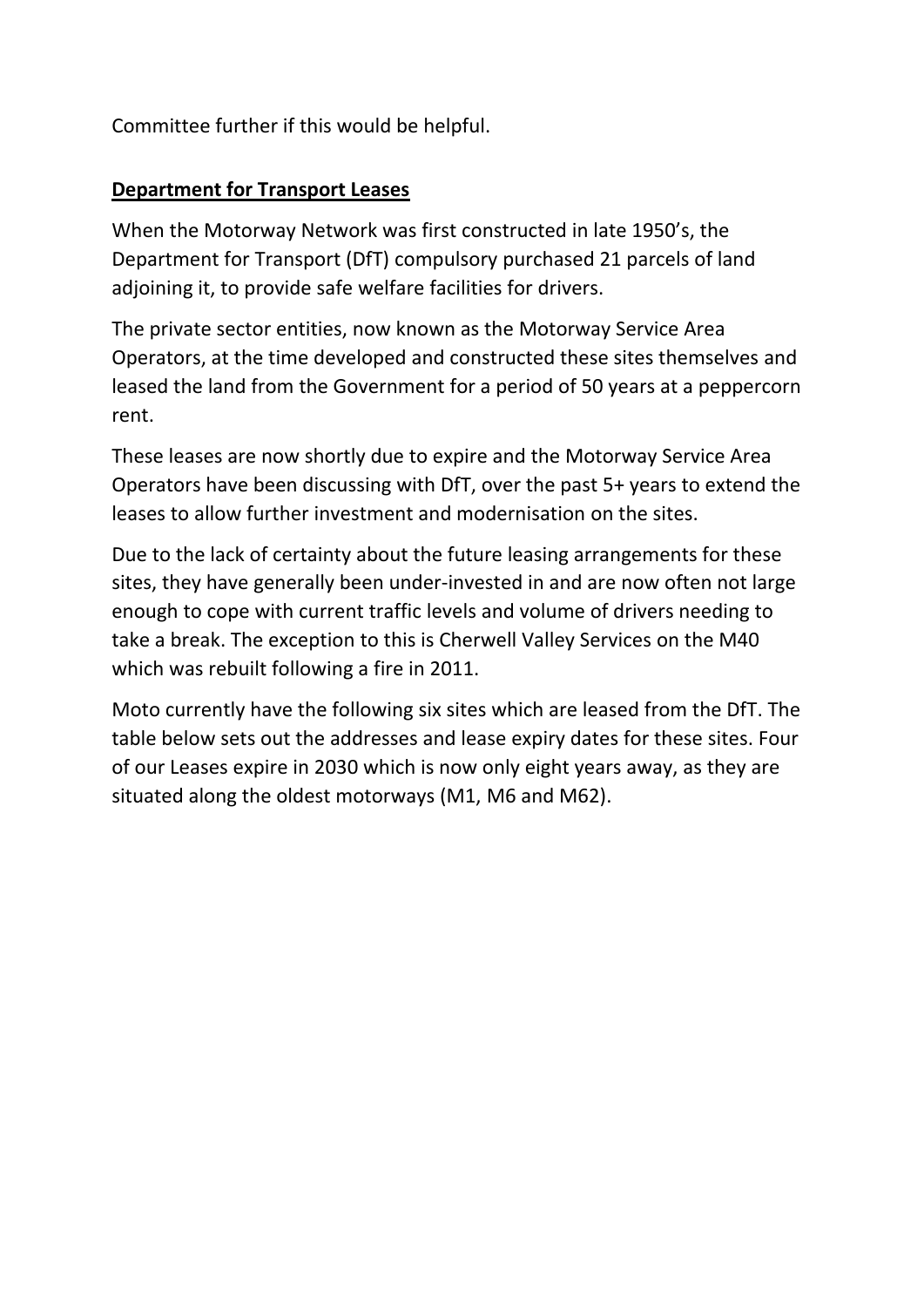Committee further if this would be helpful.

**Department for Transport Leases**

When the Motorway Network was first constructed in late 1950's, the Department for Transport (DfT) compulsory purchased 21 parcels of land adjoining it, to provide safe welfare facilities for drivers.

The private sector entities, now known as the Motorway Service Area Operators, at the time developed and constructed these sites themselves and leased the land from the Government for a period of 50 years at a peppercorn rent.

These leases are now shortly due to expire and the Motorway Service Area Operators have been discussing with DfT, over the past 5+ years to extend the leases to allow further investment and modernisation on the sites.

Due to the lack of certainty about the future leasing arrangements for these sites, they have generally been under-invested in and are now often not large enough to cope with current traffic levels and volume of drivers needing to take a break. The exception to this is Cherwell Valley Services on the M40 which was rebuilt following a fire in 2011.

Moto currently have the following six sites which are leased from the DfT. The table below sets out the addresses and lease expiry dates for these sites. Four of our Leases expire in 2030 which is now only eight years away, as they are situated along the oldest motorways (M1, M6 and M62).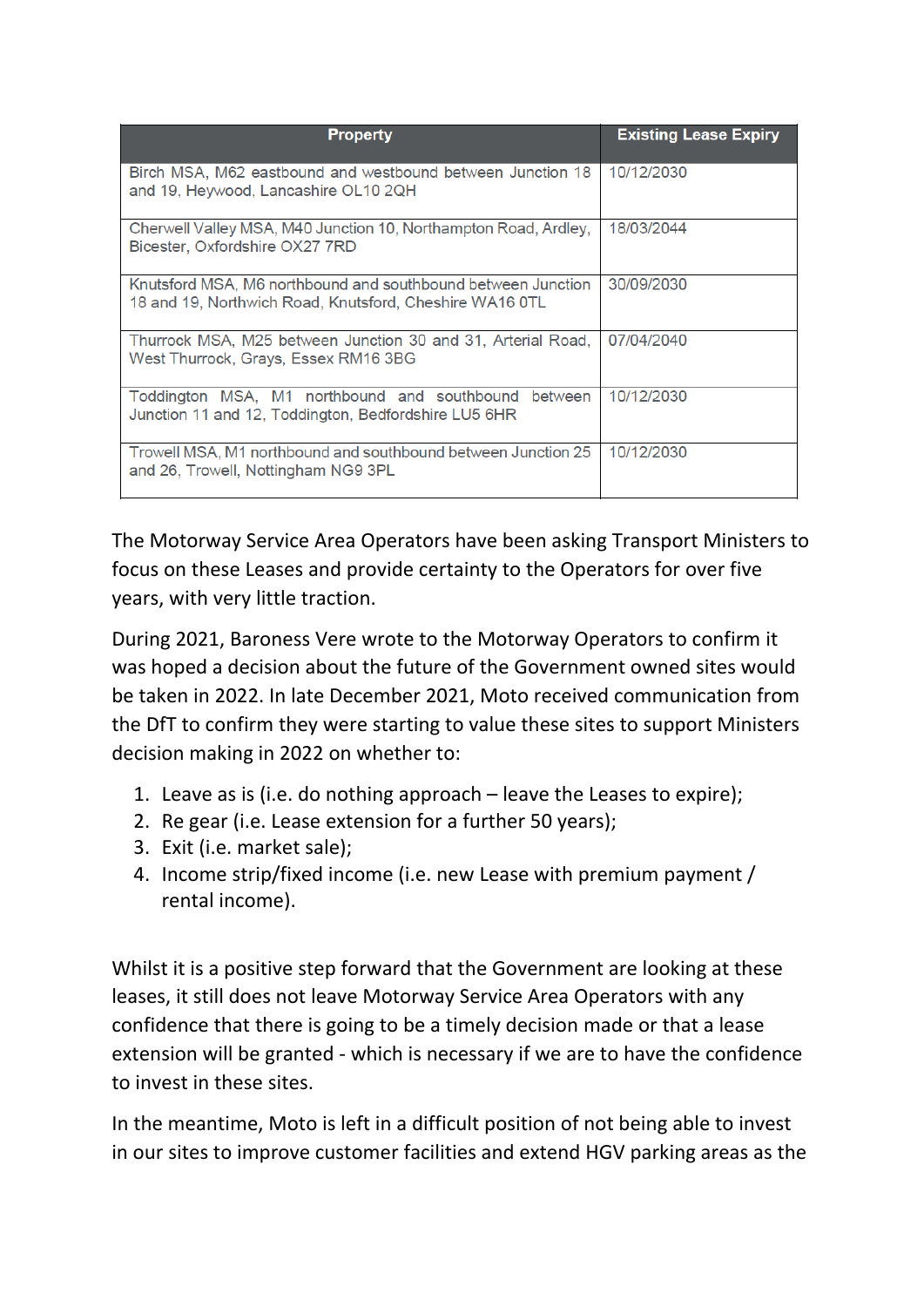| Property | Existing Lease Expiry |
|---|---|
| Birch MSA, M62 eastbound and westbound between Junction 18 and 19, Heywood, Lancashire OL10 2QH | 10/12/2030 |
| Cherwell Valley MSA, M40 Junction 10, Northampton Road, Ardley, Bicester, Oxfordshire OX27 7RD | 18/03/2044 |
| Knutsford MSA, M6 northbound and southbound between Junction 18 and 19, Northwich Road, Knutsford, Cheshire WA16 0TL | 30/09/2030 |
| Thurrock MSA, M25 between Junction 30 and 31, Arterial Road, West Thurrock, Grays, Essex RM16 3BG | 07/04/2040 |
| Toddington MSA, M1 northbound and southbound between Junction 11 and 12, Toddington, Bedfordshire LU5 6HR | 10/12/2030 |
| Trowell MSA, M1 northbound and southbound between Junction 25 and 26, Trowell, Nottingham NG9 3PL | 10/12/2030 |

The Motorway Service Area Operators have been asking Transport Ministers to focus on these Leases and provide certainty to the Operators for over five years, with very little traction.

During 2021, Baroness Vere wrote to the Motorway Operators to confirm it was hoped a decision about the future of the Government owned sites would be taken in 2022. In late December 2021, Moto received communication from the DfT to confirm they were starting to value these sites to support Ministers decision making in 2022 on whether to:

1. Leave as is (i.e. do nothing approach – leave the Leases to expire);
2. Re gear (i.e. Lease extension for a further 50 years);
3. Exit (i.e. market sale);
4. Income strip/fixed income (i.e. new Lease with premium payment / rental income).

Whilst it is a positive step forward that the Government are looking at these leases, it still does not leave Motorway Service Area Operators with any confidence that there is going to be a timely decision made or that a lease extension will be granted - which is necessary if we are to have the confidence to invest in these sites.

In the meantime, Moto is left in a difficult position of not being able to invest in our sites to improve customer facilities and extend HGV parking areas as the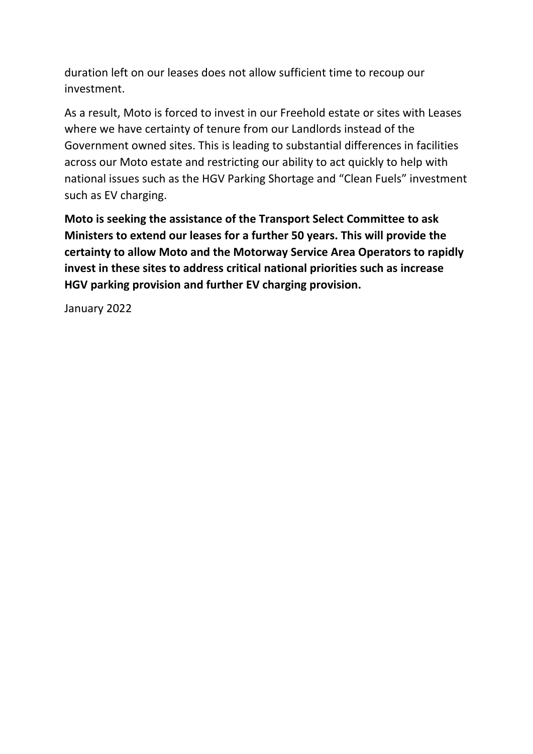duration left on our leases does not allow sufficient time to recoup our investment.

As a result, Moto is forced to invest in our Freehold estate or sites with Leases where we have certainty of tenure from our Landlords instead of the Government owned sites. This is leading to substantial differences in facilities across our Moto estate and restricting our ability to act quickly to help with national issues such as the HGV Parking Shortage and "Clean Fuels" investment such as EV charging.

**Moto is seeking the assistance of the Transport Select Committee to ask Ministers to extend our leases for a further 50 years. This will provide the certainty to allow Moto and the Motorway Service Area Operators to rapidly invest in these sites to address critical national priorities such as increase HGV parking provision and further EV charging provision.**

January 2022